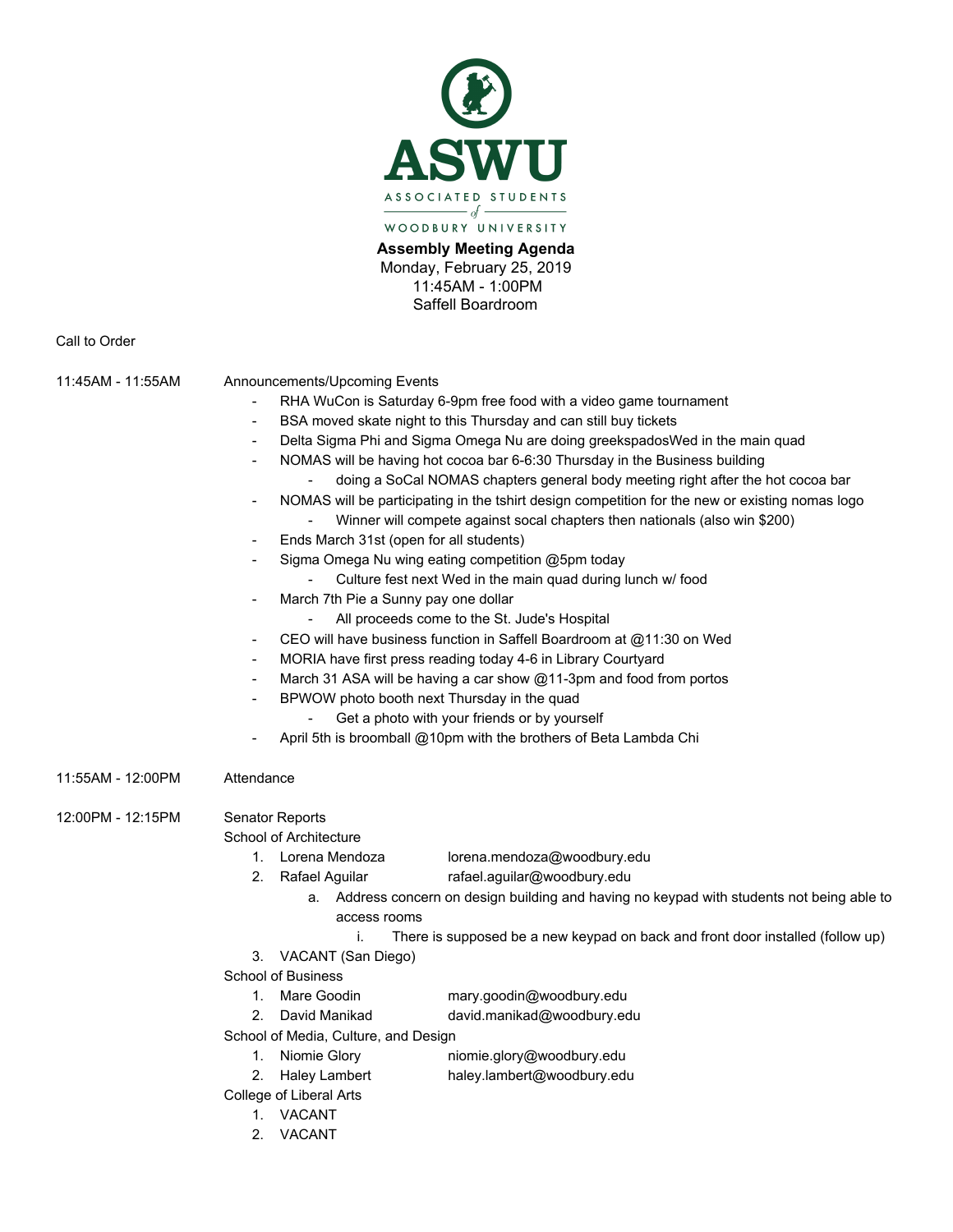# ASWU

ASSOCIATED STUDENTS of WOODBURY UNIVERSITY

**Assembly Meeting Agenda**
Monday, February 25, 2019
11:45AM - 1:00PM
Saffell Boardroom

Call to Order

11:45AM - 11:55AM Announcements/Upcoming Events

- RHA WuCon is Saturday 6-9pm free food with a video game tournament
- BSA moved skate night to this Thursday and can still buy tickets
- Delta Sigma Phi and Sigma Omega Nu are doing greekspadosWed in the main quad
- NOMAS will be having hot cocoa bar 6-6:30 Thursday in the Business building
  - doing a SoCal NOMAS chapters general body meeting right after the hot cocoa bar
- NOMAS will be participating in the tshirt design competition for the new or existing nomas logo
  - Winner will compete against socal chapters then nationals (also win $200)
- Ends March 31st (open for all students)
- Sigma Omega Nu wing eating competition @5pm today
  - Culture fest next Wed in the main quad during lunch w/ food
- March 7th Pie a Sunny pay one dollar
  - All proceeds come to the St. Jude's Hospital
- CEO will have business function in Saffell Boardroom at @11:30 on Wed
- MORIA have first press reading today 4-6 in Library Courtyard
- March 31 ASA will be having a car show @11-3pm and food from portos
- BPWOW photo booth next Thursday in the quad
  - Get a photo with your friends or by yourself
- April 5th is broomball @10pm with the brothers of Beta Lambda Chi

11:55AM - 12:00PM Attendance

12:00PM - 12:15PM Senator Reports

School of Architecture

1. Lorena Mendoza lorena.mendoza@woodbury.edu
2. Rafael Aguilar rafael.aguilar@woodbury.edu
   a. Address concern on design building and having no keypad with students not being able to access rooms
      i. There is supposed be a new keypad on back and front door installed (follow up)
3. VACANT (San Diego)

School of Business

1. Mare Goodin mary.goodin@woodbury.edu
2. David Manikad david.manikad@woodbury.edu

School of Media, Culture, and Design

1. Niomie Glory niomie.glory@woodbury.edu
2. Haley Lambert haley.lambert@woodbury.edu

College of Liberal Arts

1. VACANT
2. VACANT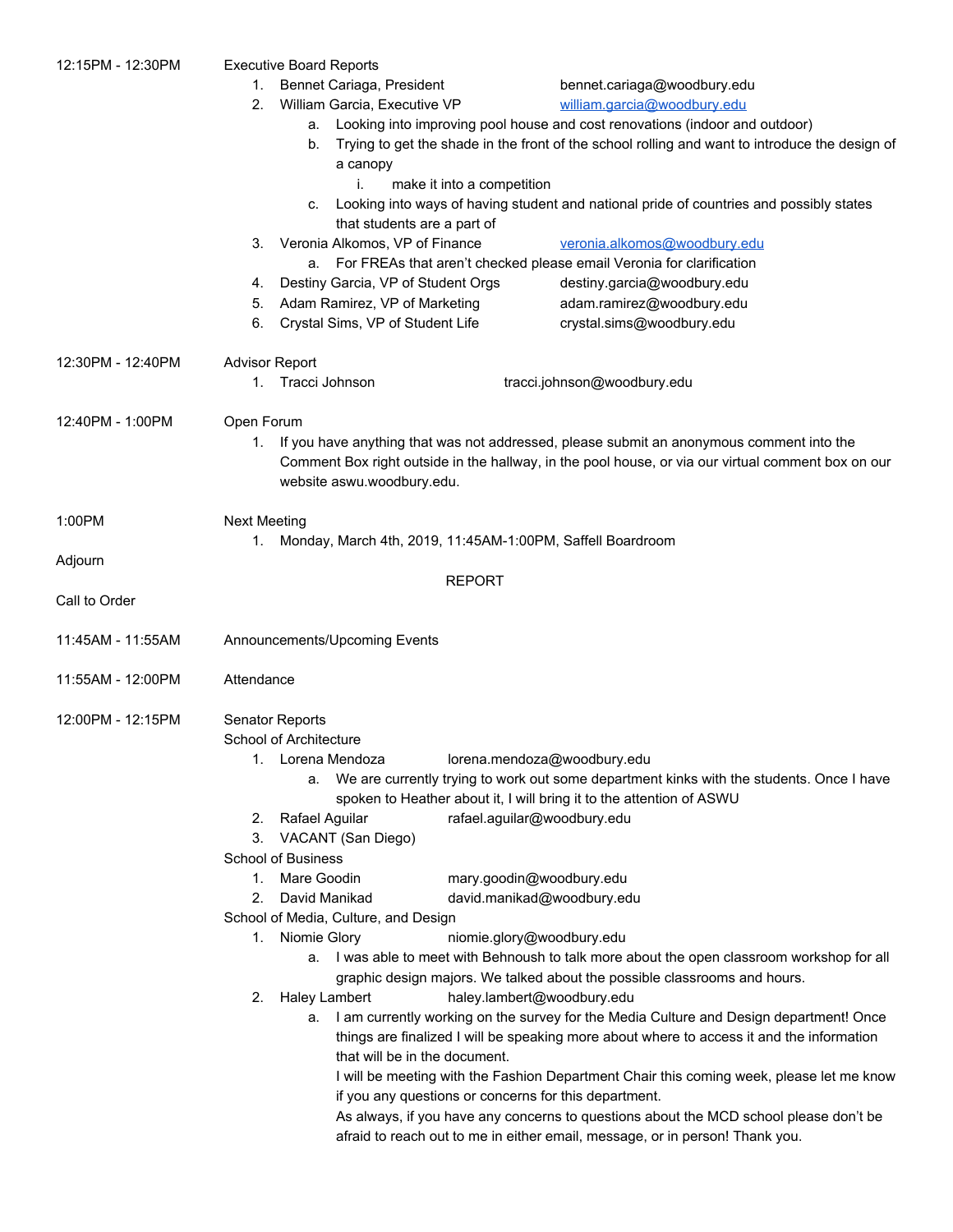12:15PM - 12:30PM Executive Board Reports

1. Bennet Cariaga, President bennet.cariaga@woodbury.edu
2. William Garcia, Executive VP william.garcia@woodbury.edu
   a. Looking into improving pool house and cost renovations (indoor and outdoor)
   b. Trying to get the shade in the front of the school rolling and want to introduce the design of a canopy
      i. make it into a competition
   c. Looking into ways of having student and national pride of countries and possibly states that students are a part of
3. Veronia Alkomos, VP of Finance veronia.alkomos@woodbury.edu
   a. For FREAs that aren't checked please email Veronia for clarification
4. Destiny Garcia, VP of Student Orgs destiny.garcia@woodbury.edu
5. Adam Ramirez, VP of Marketing adam.ramirez@woodbury.edu
6. Crystal Sims, VP of Student Life crystal.sims@woodbury.edu

12:30PM - 12:40PM Advisor Report

1. Tracci Johnson tracci.johnson@woodbury.edu

12:40PM - 1:00PM Open Forum

1. If you have anything that was not addressed, please submit an anonymous comment into the Comment Box right outside in the hallway, in the pool house, or via our virtual comment box on our website aswu.woodbury.edu.

1:00PM Next Meeting

1. Monday, March 4th, 2019, 11:45AM-1:00PM, Saffell Boardroom

Adjourn

REPORT

Call to Order

11:45AM - 11:55AM Announcements/Upcoming Events

11:55AM - 12:00PM Attendance

12:00PM - 12:15PM Senator Reports

School of Architecture

1. Lorena Mendoza lorena.mendoza@woodbury.edu
   a. We are currently trying to work out some department kinks with the students. Once I have spoken to Heather about it, I will bring it to the attention of ASWU
2. Rafael Aguilar rafael.aguilar@woodbury.edu
3. VACANT (San Diego)

School of Business

1. Mare Goodin mary.goodin@woodbury.edu
2. David Manikad david.manikad@woodbury.edu

School of Media, Culture, and Design

1. Niomie Glory niomie.glory@woodbury.edu
   a. I was able to meet with Behnoush to talk more about the open classroom workshop for all graphic design majors. We talked about the possible classrooms and hours.
2. Haley Lambert haley.lambert@woodbury.edu
   a. I am currently working on the survey for the Media Culture and Design department! Once things are finalized I will be speaking more about where to access it and the information that will be in the document.
      I will be meeting with the Fashion Department Chair this coming week, please let me know if you any questions or concerns for this department.
      As always, if you have any concerns to questions about the MCD school please don't be afraid to reach out to me in either email, message, or in person! Thank you.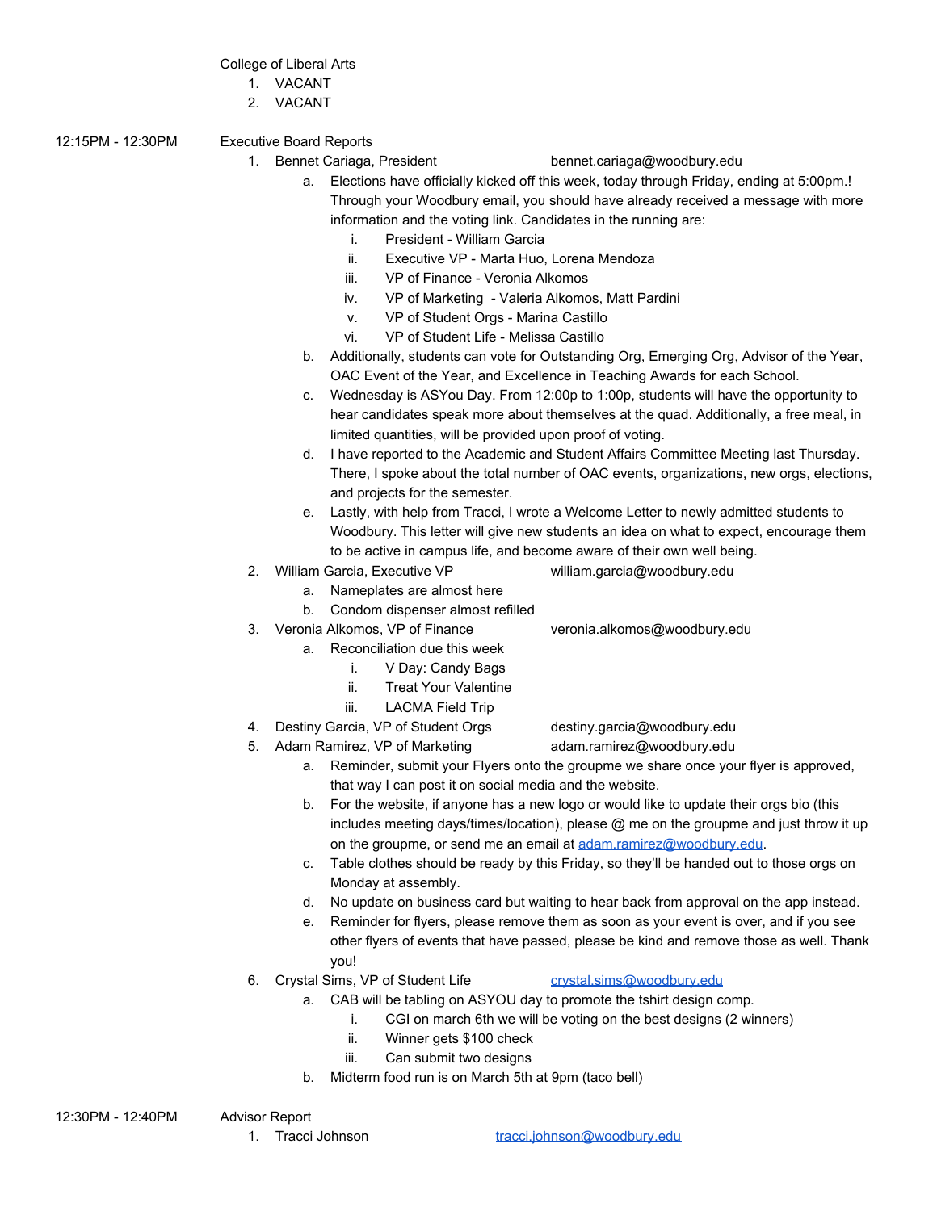College of Liberal Arts

1. VACANT
2. VACANT

12:15PM - 12:30PM Executive Board Reports

1. Bennet Cariaga, President bennet.cariaga@woodbury.edu
   a. Elections have officially kicked off this week, today through Friday, ending at 5:00pm.! Through your Woodbury email, you should have already received a message with more information and the voting link. Candidates in the running are:
      i. President - William Garcia
      ii. Executive VP - Marta Huo, Lorena Mendoza
      iii. VP of Finance - Veronia Alkomos
      iv. VP of Marketing - Valeria Alkomos, Matt Pardini
      v. VP of Student Orgs - Marina Castillo
      vi. VP of Student Life - Melissa Castillo
   b. Additionally, students can vote for Outstanding Org, Emerging Org, Advisor of the Year, OAC Event of the Year, and Excellence in Teaching Awards for each School.
   c. Wednesday is ASYou Day. From 12:00p to 1:00p, students will have the opportunity to hear candidates speak more about themselves at the quad. Additionally, a free meal, in limited quantities, will be provided upon proof of voting.
   d. I have reported to the Academic and Student Affairs Committee Meeting last Thursday. There, I spoke about the total number of OAC events, organizations, new orgs, elections, and projects for the semester.
   e. Lastly, with help from Tracci, I wrote a Welcome Letter to newly admitted students to Woodbury. This letter will give new students an idea on what to expect, encourage them to be active in campus life, and become aware of their own well being.
2. William Garcia, Executive VP william.garcia@woodbury.edu
   a. Nameplates are almost here
   b. Condom dispenser almost refilled
3. Veronia Alkomos, VP of Finance veronia.alkomos@woodbury.edu
   a. Reconciliation due this week
      i. V Day: Candy Bags
      ii. Treat Your Valentine
      iii. LACMA Field Trip
4. Destiny Garcia, VP of Student Orgs destiny.garcia@woodbury.edu
5. Adam Ramirez, VP of Marketing adam.ramirez@woodbury.edu
   a. Reminder, submit your Flyers onto the groupme we share once your flyer is approved, that way I can post it on social media and the website.
   b. For the website, if anyone has a new logo or would like to update their orgs bio (this includes meeting days/times/location), please @ me on the groupme and just throw it up on the groupme, or send me an email at adam.ramirez@woodbury.edu.
   c. Table clothes should be ready by this Friday, so they'll be handed out to those orgs on Monday at assembly.
   d. No update on business card but waiting to hear back from approval on the app instead.
   e. Reminder for flyers, please remove them as soon as your event is over, and if you see other flyers of events that have passed, please be kind and remove those as well. Thank you!
6. Crystal Sims, VP of Student Life crystal.sims@woodbury.edu
   a. CAB will be tabling on ASYOU day to promote the tshirt design comp.
      i. CGI on march 6th we will be voting on the best designs (2 winners)
      ii. Winner gets $100 check
      iii. Can submit two designs
   b. Midterm food run is on March 5th at 9pm (taco bell)

12:30PM - 12:40PM Advisor Report

1. Tracci Johnson tracci.johnson@woodbury.edu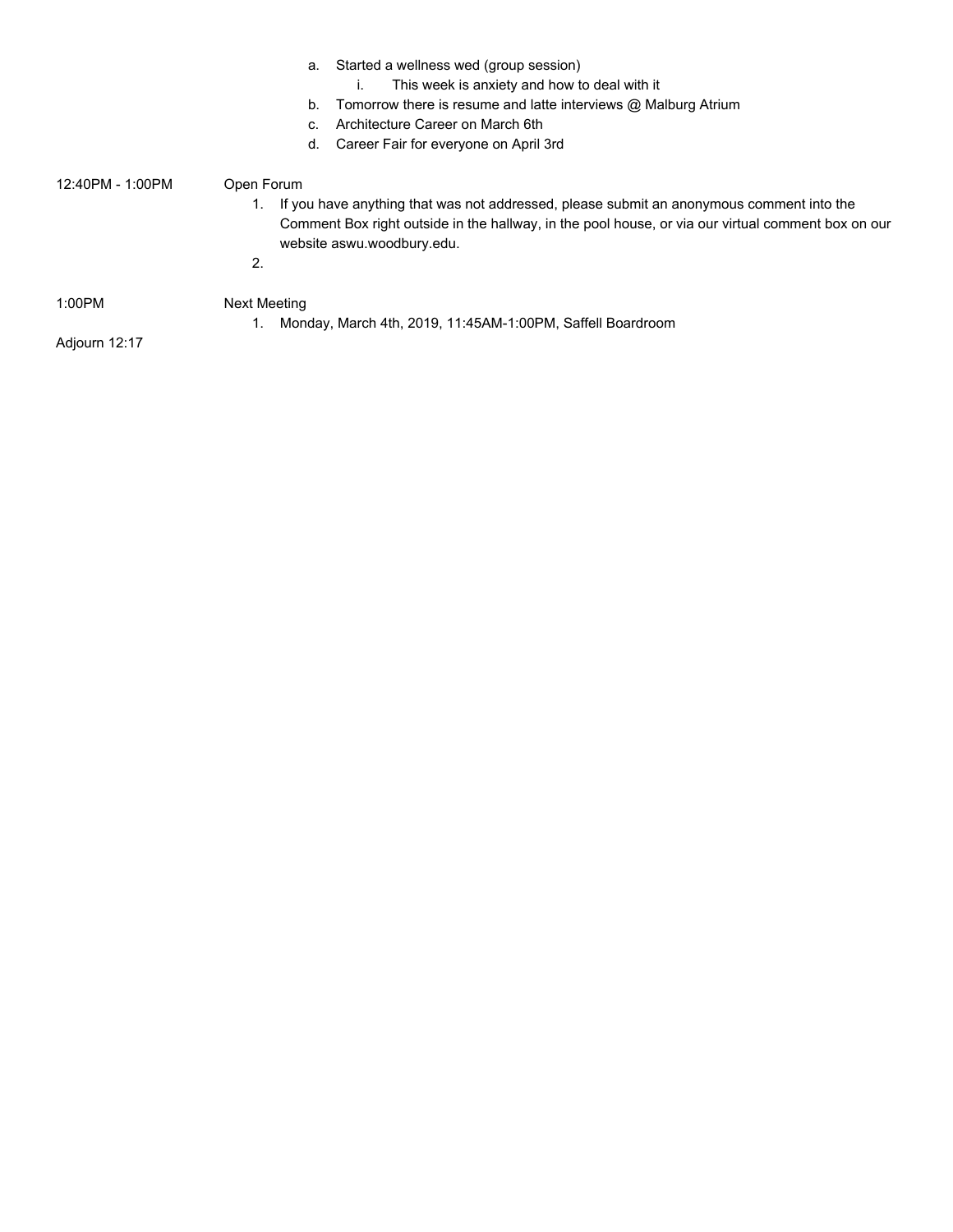a. Started a wellness wed (group session)
    i. This week is anxiety and how to deal with it
b. Tomorrow there is resume and latte interviews @ Malburg Atrium
c. Architecture Career on March 6th
d. Career Fair for everyone on April 3rd

12:40PM - 1:00PM Open Forum

1. If you have anything that was not addressed, please submit an anonymous comment into the Comment Box right outside in the hallway, in the pool house, or via our virtual comment box on our website aswu.woodbury.edu.
2. 

1:00PM Next Meeting

1. Monday, March 4th, 2019, 11:45AM-1:00PM, Saffell Boardroom

Adjourn 12:17